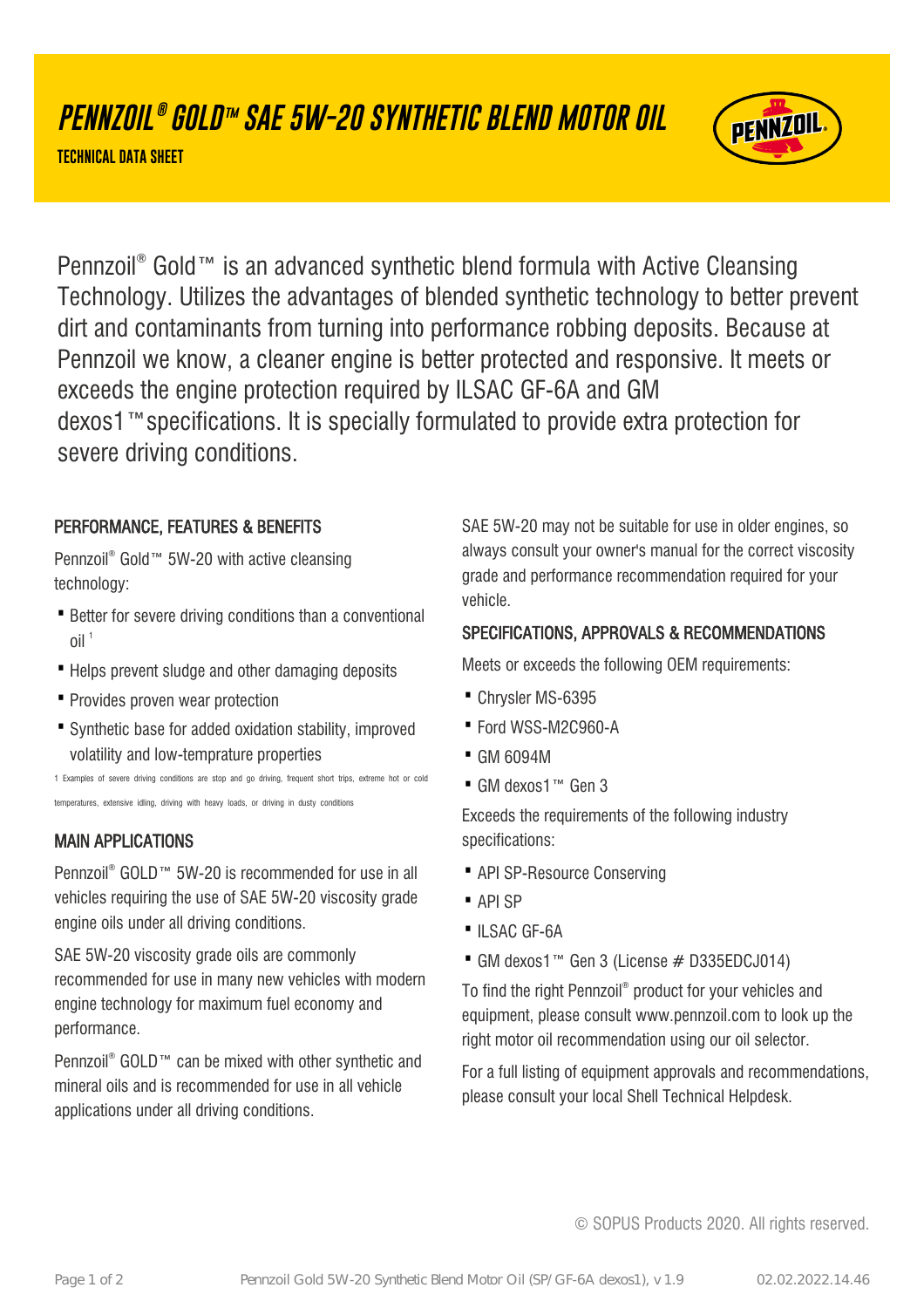# PENNZOIL® GOLD™ SAE 5W-20 SYNTHETIC BLEND MOTOR OIL

**TECHNICAL DATA SHEET**

Pennzoil® Gold™ is an advanced synthetic blend formula with Active Cleansing Technology. Utilizes the advantages of blended synthetic technology to better prevent dirt and contaminants from turning into performance robbing deposits. Because at Pennzoil we know, a cleaner engine is better protected and responsive. It meets or exceeds the engine protection required by ILSAC GF-6A and GM dexos1™specifications. It is specially formulated to provide extra protection for severe driving conditions.

## PERFORMANCE, FEATURES & BENEFITS

Pennzoil® Gold™ 5W-20 with active cleansing technology:

- Better for severe driving conditions than a conventional oil [1]
- Helps prevent sludge and other damaging deposits
- Provides proven wear protection
- Synthetic base for added oxidation stability, improved volatility and low-temprature properties

1 Examples of severe driving conditions are stop and go driving, frequent short trips, extreme hot or cold temperatures, extensive idling, driving with heavy loads, or driving in dusty conditions

## MAIN APPLICATIONS

Pennzoil® GOLD™ 5W-20 is recommended for use in all vehicles requiring the use of SAE 5W-20 viscosity grade engine oils under all driving conditions.

SAE 5W-20 viscosity grade oils are commonly recommended for use in many new vehicles with modern engine technology for maximum fuel economy and performance.

Pennzoil® GOLD™ can be mixed with other synthetic and mineral oils and is recommended for use in all vehicle applications under all driving conditions.

SAE 5W-20 may not be suitable for use in older engines, so always consult your owner's manual for the correct viscosity grade and performance recommendation required for your vehicle.

## SPECIFICATIONS, APPROVALS & RECOMMENDATIONS

Meets or exceeds the following OEM requirements:

- Chrysler MS-6395
- Ford WSS-M2C960-A
- GM 6094M
- GM dexos1™ Gen 3

Exceeds the requirements of the following industry specifications:

- API SP-Resource Conserving
- API SP
- ILSAC GF-6A
- GM dexos1™ Gen 3 (License # D335EDCJ014)

To find the right Pennzoil® product for your vehicles and equipment, please consult www.pennzoil.com to look up the right motor oil recommendation using our oil selector.

For a full listing of equipment approvals and recommendations, please consult your local Shell Technical Helpdesk.

© SOPUS Products 2020. All rights reserved.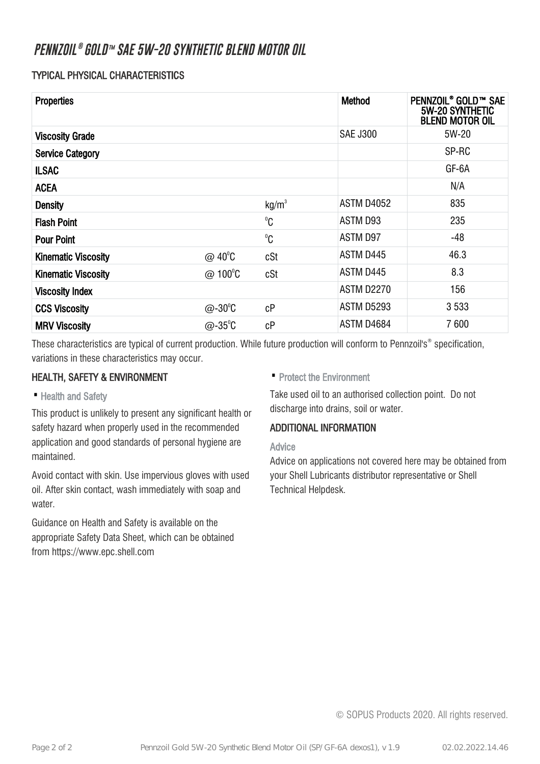# PENNZOIL® GOLD™ SAE 5W-20 SYNTHETIC BLEND MOTOR OIL

### TYPICAL PHYSICAL CHARACTERISTICS

| Properties | | | Method | PENNZOIL® GOLD™ SAE 5W-20 SYNTHETIC BLEND MOTOR OIL |
|---|---|---|---|---|
| Viscosity Grade | | | SAE J300 | 5W-20 |
| Service Category | | | | SP-RC |
| ILSAC | | | | GF-6A |
| ACEA | | | | N/A |
| Density | | $kg/m^3$ | ASTM D4052 | 835 |
| Flash Point | | $^0C$ | ASTM D93 | 235 |
| Pour Point | | $^0C$ | ASTM D97 | -48 |
| Kinematic Viscosity | @ $40^0C$ | cSt | ASTM D445 | 46.3 |
| Kinematic Viscosity | @ $100^0C$ | cSt | ASTM D445 | 8.3 |
| Viscosity Index | | | ASTM D2270 | 156 |
| CCS Viscosity | @$-30^0C$ | cP | ASTM D5293 | 3 533 |
| MRV Viscosity | @$-35^0C$ | cP | ASTM D4684 | 7 600 |

These characteristics are typical of current production. While future production will conform to Pennzoil's® specification, variations in these characteristics may occur.

### HEALTH, SAFETY & ENVIRONMENT

- Health and Safety

This product is unlikely to present any significant health or safety hazard when properly used in the recommended application and good standards of personal hygiene are maintained.

Avoid contact with skin. Use impervious gloves with used oil. After skin contact, wash immediately with soap and water.

Guidance on Health and Safety is available on the appropriate Safety Data Sheet, which can be obtained from https://www.epc.shell.com

- Protect the Environment

Take used oil to an authorised collection point. Do not discharge into drains, soil or water.

### ADDITIONAL INFORMATION

**Advice**

Advice on applications not covered here may be obtained from your Shell Lubricants distributor representative or Shell Technical Helpdesk.

© SOPUS Products 2020. All rights reserved.